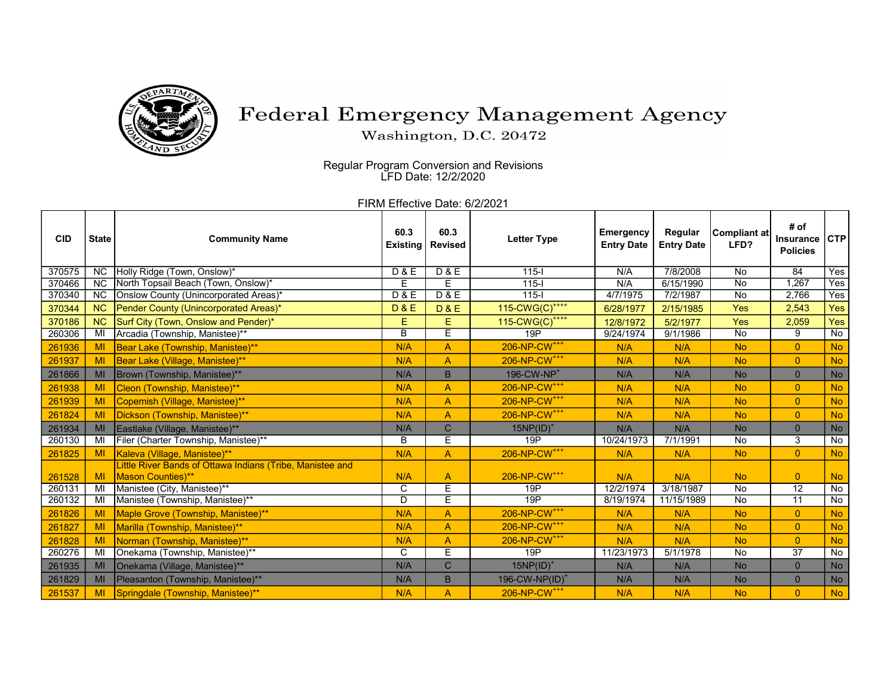# Federal Emergency Management Agency

Washington, D.C. 20472

Regular Program Conversion and Revisions
LFD Date: 12/2/2020

FIRM Effective Date: 6/2/2021

| CID | State | Community Name | 60.3 Existing | 60.3 Revised | Letter Type | Emergency Entry Date | Regular Entry Date | Compliant at LFD? | # of Insurance Policies | CTP |
|---|---|---|---|---|---|---|---|---|---|---|
| 370575 | NC | Holly Ridge (Town, Onslow)* | D & E | D & E | 115-I | N/A | 7/8/2008 | No | 84 | Yes |
| 370466 | NC | North Topsail Beach (Town, Onslow)* | E | E | 115-I | N/A | 6/15/1990 | No | 1,267 | Yes |
| 370340 | NC | Onslow County (Unincorporated Areas)* | D & E | D & E | 115-I | 4/7/1975 | 7/2/1987 | No | 2,766 | Yes |
| 370344 | NC | Pender County (Unincorporated Areas)* | D & E | D & E | 115-CWG(C)++++ | 6/28/1977 | 2/15/1985 | Yes | 2,543 | Yes |
| 370186 | NC | Surf City (Town, Onslow and Pender)* | E | E | 115-CWG(C)++++ | 12/8/1972 | 5/2/1977 | Yes | 2,059 | Yes |
| 260306 | MI | Arcadia (Township, Manistee)** | B | E | 19P | 9/24/1974 | 9/1/1986 | No | 9 | No |
| 261936 | MI | Bear Lake (Township, Manistee)** | N/A | A | 206-NP-CW+++ | N/A | N/A | No | 0 | No |
| 261937 | MI | Bear Lake (Village, Manistee)** | N/A | A | 206-NP-CW+++ | N/A | N/A | No | 0 | No |
| 261866 | MI | Brown (Township, Manistee)** | N/A | B | 196-CW-NP+ | N/A | N/A | No | 0 | No |
| 261938 | MI | Cleon (Township, Manistee)** | N/A | A | 206-NP-CW+++ | N/A | N/A | No | 0 | No |
| 261939 | MI | Copemish (Village, Manistee)** | N/A | A | 206-NP-CW+++ | N/A | N/A | No | 0 | No |
| 261824 | MI | Dickson (Township, Manistee)** | N/A | A | 206-NP-CW+++ | N/A | N/A | No | 0 | No |
| 261934 | MI | Eastlake (Village, Manistee)** | N/A | C | 15NP(ID)+ | N/A | N/A | No | 0 | No |
| 260130 | MI | Filer (Charter Township, Manistee)** | B | E | 19P | 10/24/1973 | 7/1/1991 | No | 3 | No |
| 261825 | MI | Kaleva (Village, Manistee)** | N/A | A | 206-NP-CW+++ | N/A | N/A | No | 0 | No |
| 261528 | MI | Little River Bands of Ottawa Indians (Tribe, Manistee and Mason Counties)** | N/A | A | 206-NP-CW+++ | N/A | N/A | No | 0 | No |
| 260131 | MI | Manistee (City, Manistee)** | C | E | 19P | 12/2/1974 | 3/18/1987 | No | 12 | No |
| 260132 | MI | Manistee (Township, Manistee)** | D | E | 19P | 8/19/1974 | 11/15/1989 | No | 11 | No |
| 261826 | MI | Maple Grove (Township, Manistee)** | N/A | A | 206-NP-CW+++ | N/A | N/A | No | 0 | No |
| 261827 | MI | Marilla (Township, Manistee)** | N/A | A | 206-NP-CW+++ | N/A | N/A | No | 0 | No |
| 261828 | MI | Norman (Township, Manistee)** | N/A | A | 206-NP-CW+++ | N/A | N/A | No | 0 | No |
| 260276 | MI | Onekama (Township, Manistee)** | C | E | 19P | 11/23/1973 | 5/1/1978 | No | 37 | No |
| 261935 | MI | Onekama (Village, Manistee)** | N/A | C | 15NP(ID)+ | N/A | N/A | No | 0 | No |
| 261829 | MI | Pleasanton (Township, Manistee)** | N/A | B | 196-CW-NP(ID)+ | N/A | N/A | No | 0 | No |
| 261537 | MI | Springdale (Township, Manistee)** | N/A | A | 206-NP-CW+++ | N/A | N/A | No | 0 | No |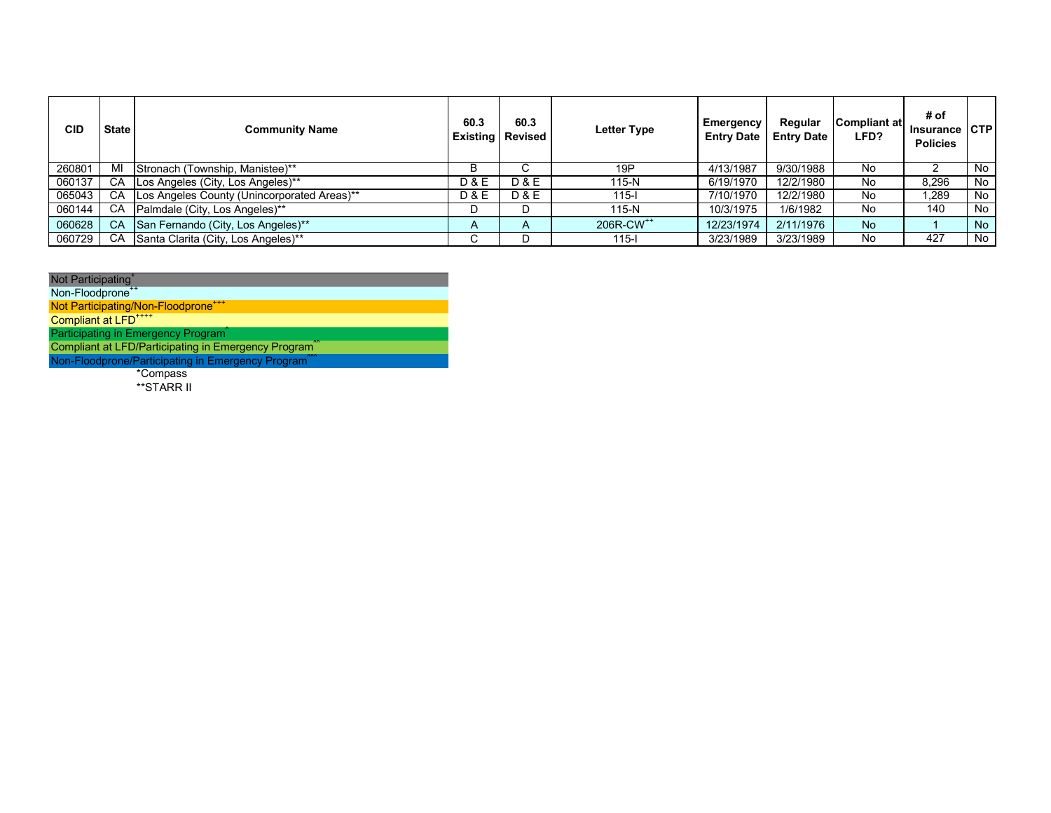| CID | State | Community Name | 60.3 Existing | 60.3 Revised | Letter Type | Emergency Entry Date | Regular Entry Date | Compliant at LFD? | # of Insurance Policies | CTP |
|---|---|---|---|---|---|---|---|---|---|---|
| 260801 | MI | Stronach (Township, Manistee)** | B | C | 19P | 4/13/1987 | 9/30/1988 | No | 2 | No |
| 060137 | CA | Los Angeles (City, Los Angeles)** | D & E | D & E | 115-N | 6/19/1970 | 12/2/1980 | No | 8,296 | No |
| 065043 | CA | Los Angeles County (Unincorporated Areas)** | D & E | D & E | 115-I | 7/10/1970 | 12/2/1980 | No | 1,289 | No |
| 060144 | CA | Palmdale (City, Los Angeles)** | D | D | 115-N | 10/3/1975 | 1/6/1982 | No | 140 | No |
| 060628 | CA | San Fernando (City, Los Angeles)** | A | A | 206R-CW++ | 12/23/1974 | 2/11/1976 | No | 1 | No |
| 060729 | CA | Santa Clarita (City, Los Angeles)** | C | D | 115-I | 3/23/1989 | 3/23/1989 | No | 427 | No |

Not Participating+

Non-Floodprone++

Not Participating/Non-Floodprone+++

Compliant at LFD++++

Participating in Emergency Program^

Compliant at LFD/Participating in Emergency Program^^

Non-Floodprone/Participating in Emergency Program^^^

*Compass

**STARR II